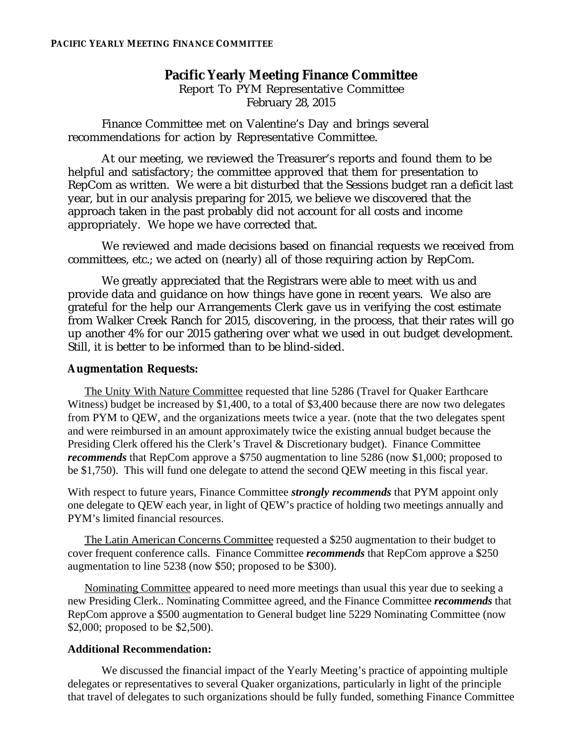# Pacific Yearly Meeting Finance Committee

Report To PYM Representative Committee
February 28, 2015

Finance Committee met on Valentine's Day and brings several recommendations for action by Representative Committee.

At our meeting, we reviewed the Treasurer's reports and found them to be helpful and satisfactory; the committee approved that them for presentation to RepCom as written. We were a bit disturbed that the Sessions budget ran a deficit last year, but in our analysis preparing for 2015, we believe we discovered that the approach taken in the past probably did not account for all costs and income appropriately. We hope we have corrected that.

We reviewed and made decisions based on financial requests we received from committees, etc.; we acted on (nearly) all of those requiring action by RepCom.

We greatly appreciated that the Registrars were able to meet with us and provide data and guidance on how things have gone in recent years. We also are grateful for the help our Arrangements Clerk gave us in verifying the cost estimate from Walker Creek Ranch for 2015, discovering, in the process, that their rates will go up another 4% for our 2015 gathering over what we used in out budget development. Still, it is better to be informed than to be blind-sided.

## Augmentation Requests:

The Unity With Nature Committee requested that line 5286 (Travel for Quaker Earthcare Witness) budget be increased by $1,400, to a total of $3,400 because there are now two delegates from PYM to QEW, and the organizations meets twice a year. (note that the two delegates spent and were reimbursed in an amount approximately twice the existing annual budget because the Presiding Clerk offered his the Clerk's Travel & Discretionary budget). Finance Committee ***recommends*** that RepCom approve a $750 augmentation to line 5286 (now $1,000; proposed to be $1,750). This will fund one delegate to attend the second QEW meeting in this fiscal year.

With respect to future years, Finance Committee ***strongly recommends*** that PYM appoint only one delegate to QEW each year, in light of QEW's practice of holding two meetings annually and PYM's limited financial resources.

The Latin American Concerns Committee requested a $250 augmentation to their budget to cover frequent conference calls. Finance Committee ***recommends*** that RepCom approve a $250 augmentation to line 5238 (now $50; proposed to be $300).

Nominating Committee appeared to need more meetings than usual this year due to seeking a new Presiding Clerk.. Nominating Committee agreed, and the Finance Committee ***recommends*** that RepCom approve a $500 augmentation to General budget line 5229 Nominating Committee (now $2,000; proposed to be $2,500).

## Additional Recommendation:

We discussed the financial impact of the Yearly Meeting's practice of appointing multiple delegates or representatives to several Quaker organizations, particularly in light of the principle that travel of delegates to such organizations should be fully funded, something Finance Committee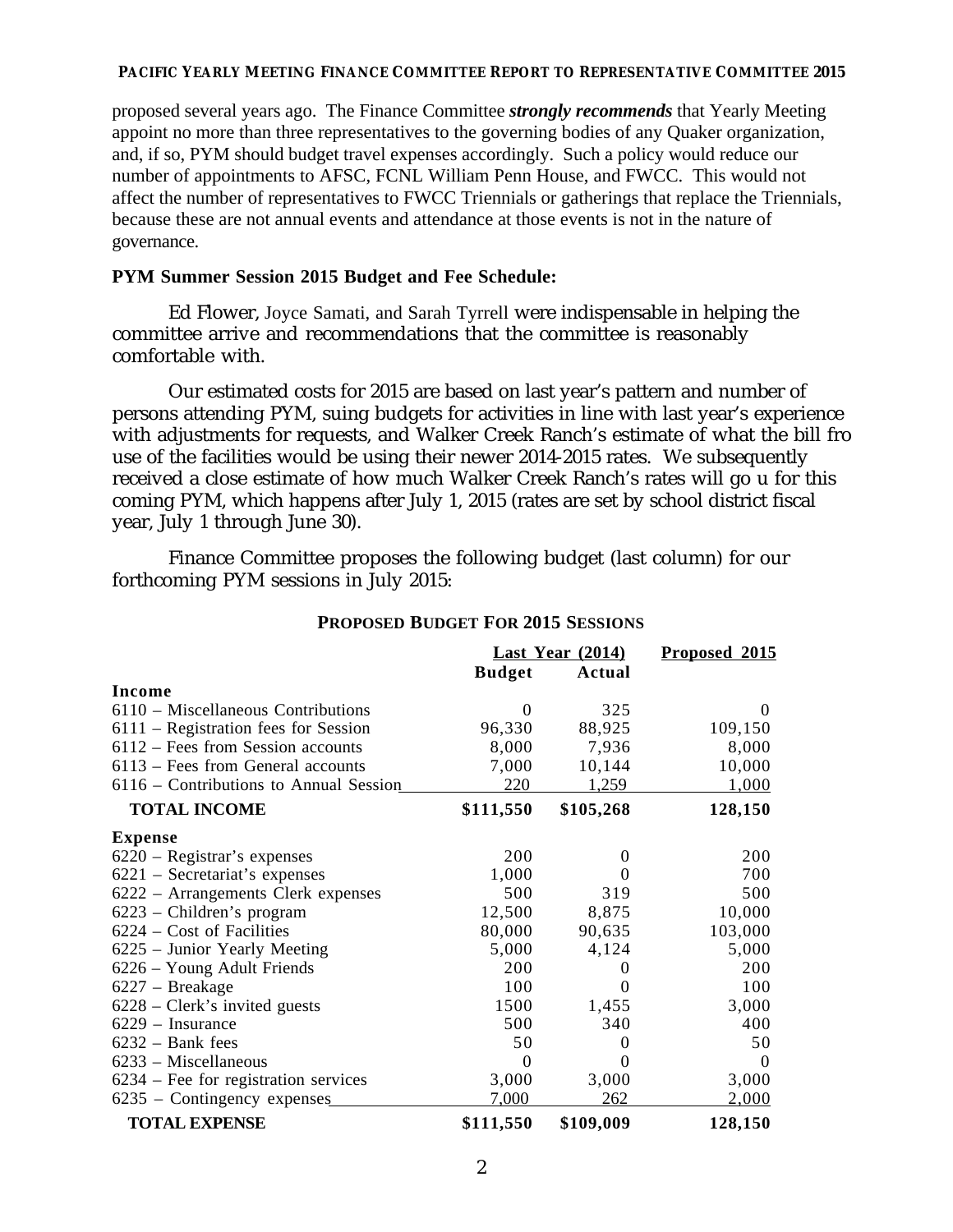proposed several years ago. The Finance Committee ***strongly recommends*** that Yearly Meeting appoint no more than three representatives to the governing bodies of any Quaker organization, and, if so, PYM should budget travel expenses accordingly. Such a policy would reduce our number of appointments to AFSC, FCNL William Penn House, and FWCC. This would not affect the number of representatives to FWCC Triennials or gatherings that replace the Triennials, because these are not annual events and attendance at those events is not in the nature of governance.

**PYM Summer Session 2015 Budget and Fee Schedule:**

Ed Flower, Joyce Samati, and Sarah Tyrrell were indispensable in helping the committee arrive and recommendations that the committee is reasonably comfortable with.

Our estimated costs for 2015 are based on last year's pattern and number of persons attending PYM, suing budgets for activities in line with last year's experience with adjustments for requests, and Walker Creek Ranch's estimate of what the bill fro use of the facilities would be using their newer 2014-2015 rates. We subsequently received a close estimate of how much Walker Creek Ranch's rates will go u for this coming PYM, which happens after July 1, 2015 (rates are set by school district fiscal year, July 1 through June 30).

Finance Committee proposes the following budget (last column) for our forthcoming PYM sessions in July 2015:

**PROPOSED BUDGET FOR 2015 SESSIONS**

| | Last Year (2014) | | Proposed 2015 |
|---|---|---|---|
| | Budget | Actual | |
| **Income** | | | |
| 6110 – Miscellaneous Contributions | 0 | 325 | 0 |
| 6111 – Registration fees for Session | 96,330 | 88,925 | 109,150 |
| 6112 – Fees from Session accounts | 8,000 | 7,936 | 8,000 |
| 6113 – Fees from General accounts | 7,000 | 10,144 | 10,000 |
| 6116 – Contributions to Annual Session | 220 | 1,259 | 1,000 |
| **TOTAL INCOME** | **$111,550** | **$105,268** | **128,150** |
| **Expense** | | | |
| 6220 – Registrar's expenses | 200 | 0 | 200 |
| 6221 – Secretariat's expenses | 1,000 | 0 | 700 |
| 6222 – Arrangements Clerk expenses | 500 | 319 | 500 |
| 6223 – Children's program | 12,500 | 8,875 | 10,000 |
| 6224 – Cost of Facilities | 80,000 | 90,635 | 103,000 |
| 6225 – Junior Yearly Meeting | 5,000 | 4,124 | 5,000 |
| 6226 – Young Adult Friends | 200 | 0 | 200 |
| 6227 – Breakage | 100 | 0 | 100 |
| 6228 – Clerk's invited guests | 1500 | 1,455 | 3,000 |
| 6229 – Insurance | 500 | 340 | 400 |
| 6232 – Bank fees | 50 | 0 | 50 |
| 6233 – Miscellaneous | 0 | 0 | 0 |
| 6234 – Fee for registration services | 3,000 | 3,000 | 3,000 |
| 6235 – Contingency expenses | 7,000 | 262 | 2,000 |
| **TOTAL EXPENSE** | **$111,550** | **$109,009** | **128,150** |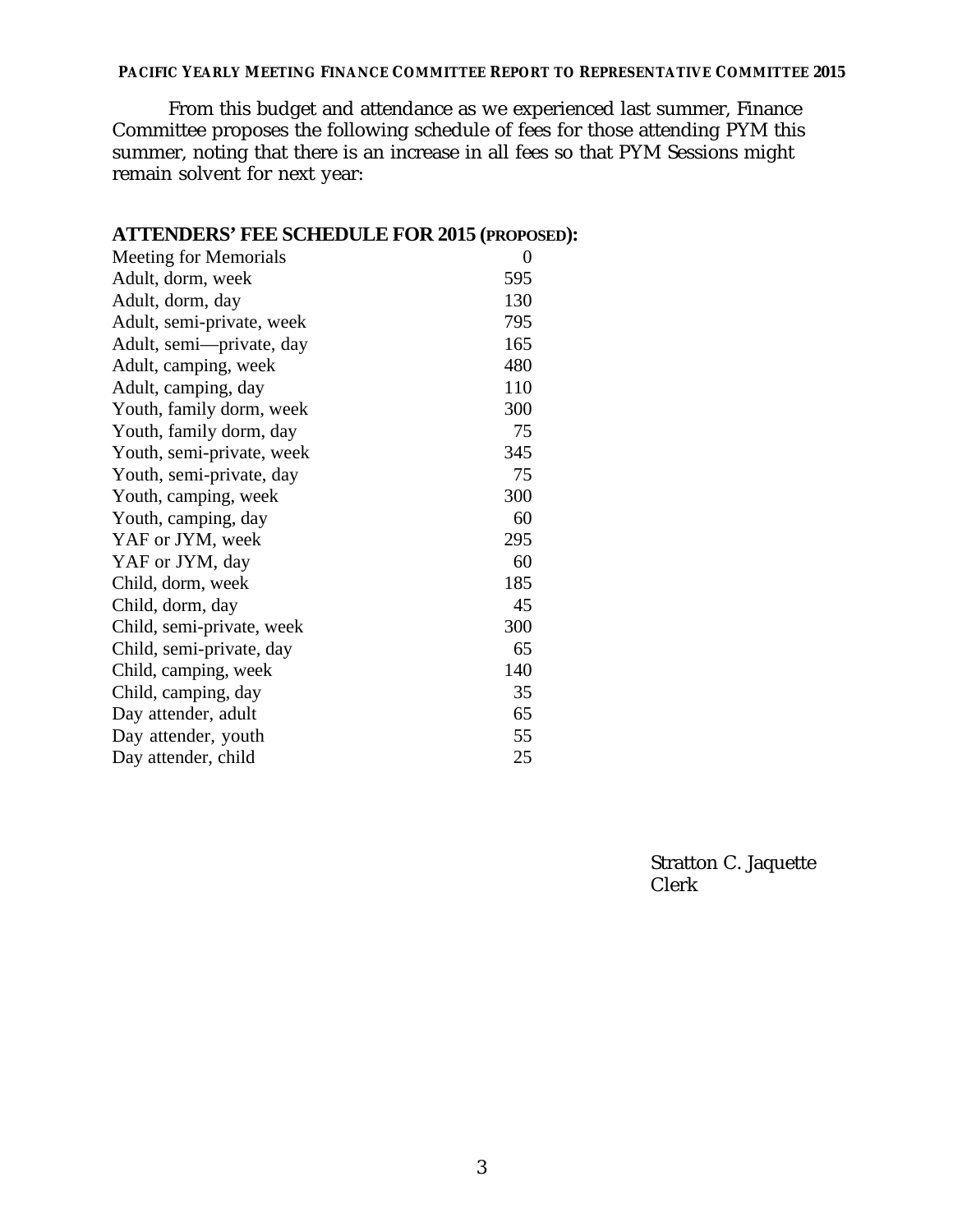From this budget and attendance as we experienced last summer, Finance Committee proposes the following schedule of fees for those attending PYM this summer, noting that there is an increase in all fees so that PYM Sessions might remain solvent for next year:

## ATTENDERS' FEE SCHEDULE FOR 2015 (PROPOSED):

| | |
|---|---|
| Meeting for Memorials | 0 |
| Adult, dorm, week | 595 |
| Adult, dorm, day | 130 |
| Adult, semi-private, week | 795 |
| Adult, semi—private, day | 165 |
| Adult, camping, week | 480 |
| Adult, camping, day | 110 |
| Youth, family dorm, week | 300 |
| Youth, family dorm, day | 75 |
| Youth, semi-private, week | 345 |
| Youth, semi-private, day | 75 |
| Youth, camping, week | 300 |
| Youth, camping, day | 60 |
| YAF or JYM, week | 295 |
| YAF or JYM, day | 60 |
| Child, dorm, week | 185 |
| Child, dorm, day | 45 |
| Child, semi-private, week | 300 |
| Child, semi-private, day | 65 |
| Child, camping, week | 140 |
| Child, camping, day | 35 |
| Day attender, adult | 65 |
| Day attender, youth | 55 |
| Day attender, child | 25 |

Stratton C. Jaquette
Clerk